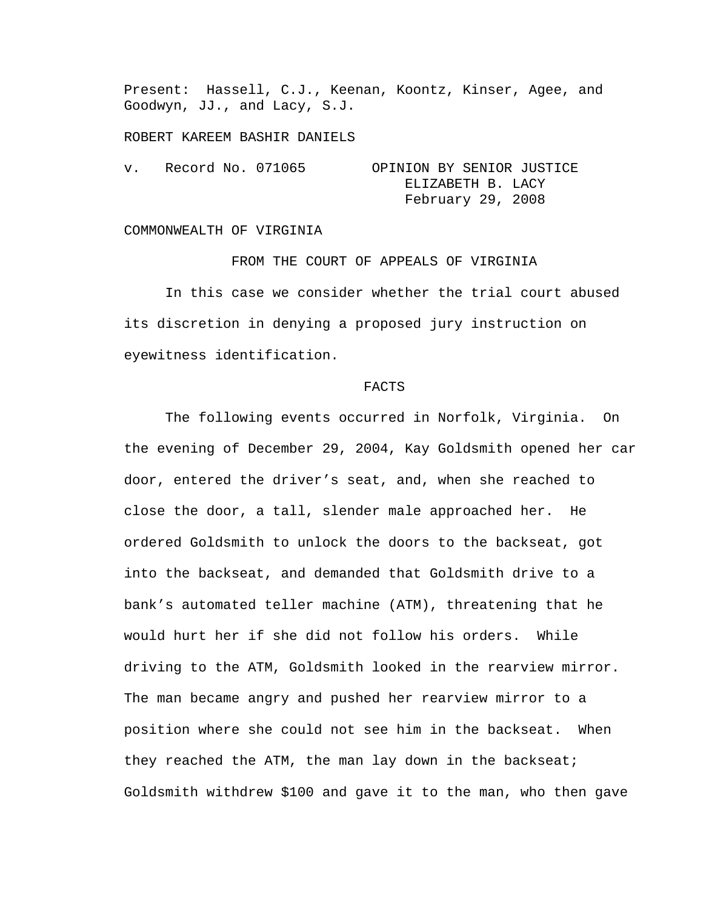Present: Hassell, C.J., Keenan, Koontz, Kinser, Agee, and Goodwyn, JJ., and Lacy, S.J.

ROBERT KAREEM BASHIR DANIELS

v. Record No. 071065 OPINION BY SENIOR JUSTICE ELIZABETH B. LACY February 29, 2008

COMMONWEALTH OF VIRGINIA

FROM THE COURT OF APPEALS OF VIRGINIA

In this case we consider whether the trial court abused its discretion in denying a proposed jury instruction on eyewitness identification.

## FACTS

The following events occurred in Norfolk, Virginia. On the evening of December 29, 2004, Kay Goldsmith opened her car door, entered the driver's seat, and, when she reached to close the door, a tall, slender male approached her. He ordered Goldsmith to unlock the doors to the backseat, got into the backseat, and demanded that Goldsmith drive to a bank's automated teller machine (ATM), threatening that he would hurt her if she did not follow his orders. While driving to the ATM, Goldsmith looked in the rearview mirror. The man became angry and pushed her rearview mirror to a position where she could not see him in the backseat. When they reached the ATM, the man lay down in the backseat; Goldsmith withdrew $100 and gave it to the man, who then gave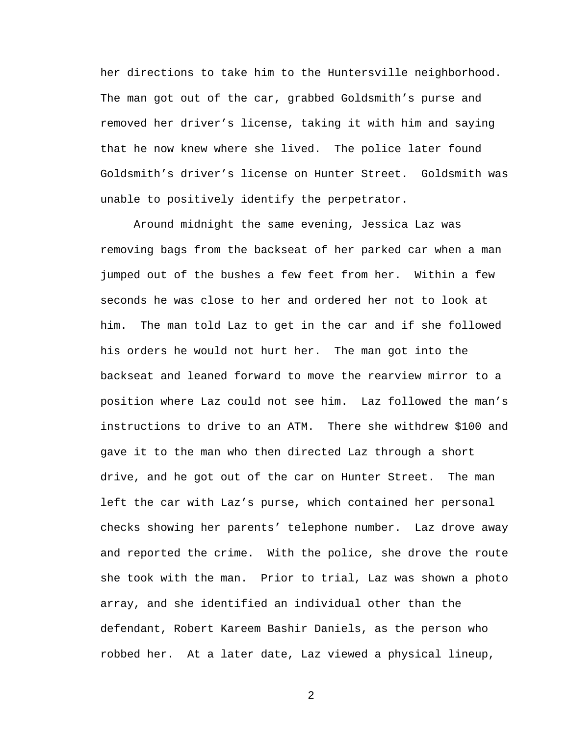her directions to take him to the Huntersville neighborhood. The man got out of the car, grabbed Goldsmith's purse and removed her driver's license, taking it with him and saying that he now knew where she lived. The police later found Goldsmith's driver's license on Hunter Street. Goldsmith was unable to positively identify the perpetrator.

Around midnight the same evening, Jessica Laz was removing bags from the backseat of her parked car when a man jumped out of the bushes a few feet from her. Within a few seconds he was close to her and ordered her not to look at him. The man told Laz to get in the car and if she followed his orders he would not hurt her. The man got into the backseat and leaned forward to move the rearview mirror to a position where Laz could not see him. Laz followed the man's instructions to drive to an ATM. There she withdrew $100 and gave it to the man who then directed Laz through a short drive, and he got out of the car on Hunter Street. The man left the car with Laz's purse, which contained her personal checks showing her parents' telephone number. Laz drove away and reported the crime. With the police, she drove the route she took with the man. Prior to trial, Laz was shown a photo array, and she identified an individual other than the defendant, Robert Kareem Bashir Daniels, as the person who robbed her. At a later date, Laz viewed a physical lineup,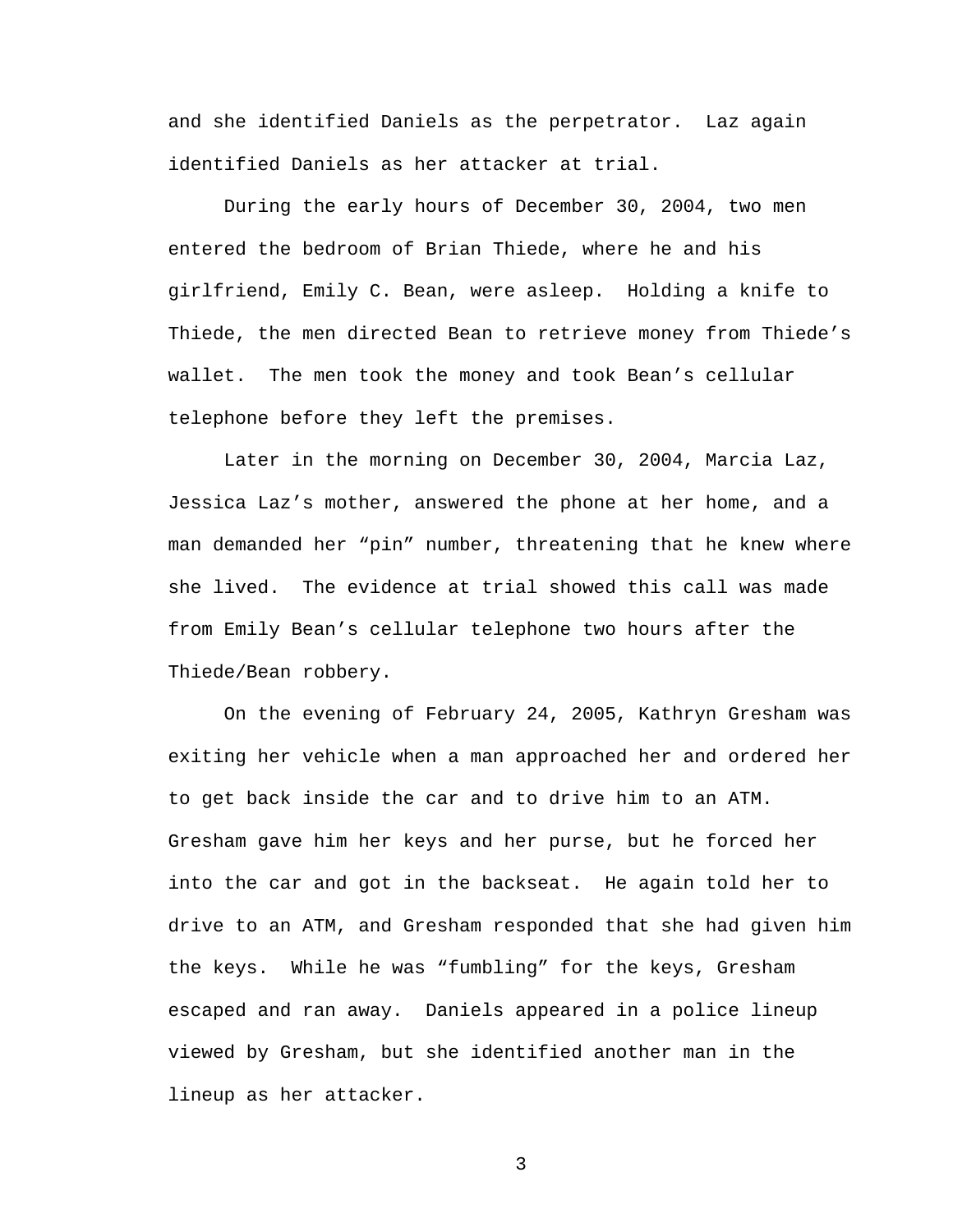and she identified Daniels as the perpetrator. Laz again identified Daniels as her attacker at trial.

During the early hours of December 30, 2004, two men entered the bedroom of Brian Thiede, where he and his girlfriend, Emily C. Bean, were asleep. Holding a knife to Thiede, the men directed Bean to retrieve money from Thiede's wallet. The men took the money and took Bean's cellular telephone before they left the premises.

Later in the morning on December 30, 2004, Marcia Laz, Jessica Laz's mother, answered the phone at her home, and a man demanded her "pin" number, threatening that he knew where she lived. The evidence at trial showed this call was made from Emily Bean's cellular telephone two hours after the Thiede/Bean robbery.

On the evening of February 24, 2005, Kathryn Gresham was exiting her vehicle when a man approached her and ordered her to get back inside the car and to drive him to an ATM. Gresham gave him her keys and her purse, but he forced her into the car and got in the backseat. He again told her to drive to an ATM, and Gresham responded that she had given him the keys. While he was "fumbling" for the keys, Gresham escaped and ran away. Daniels appeared in a police lineup viewed by Gresham, but she identified another man in the lineup as her attacker.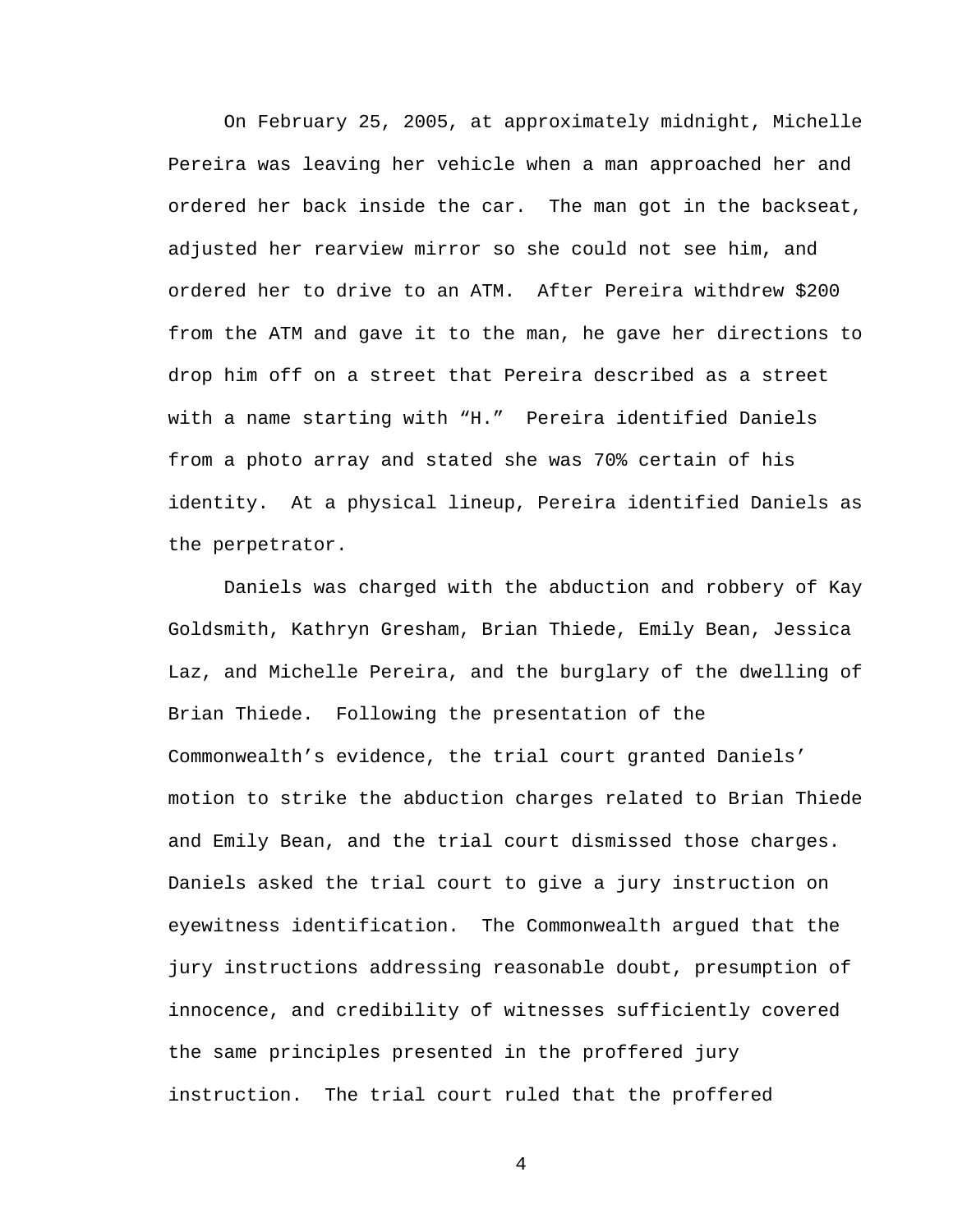On February 25, 2005, at approximately midnight, Michelle Pereira was leaving her vehicle when a man approached her and ordered her back inside the car. The man got in the backseat, adjusted her rearview mirror so she could not see him, and ordered her to drive to an ATM. After Pereira withdrew $200 from the ATM and gave it to the man, he gave her directions to drop him off on a street that Pereira described as a street with a name starting with "H." Pereira identified Daniels from a photo array and stated she was 70% certain of his identity. At a physical lineup, Pereira identified Daniels as the perpetrator.

Daniels was charged with the abduction and robbery of Kay Goldsmith, Kathryn Gresham, Brian Thiede, Emily Bean, Jessica Laz, and Michelle Pereira, and the burglary of the dwelling of Brian Thiede. Following the presentation of the Commonwealth's evidence, the trial court granted Daniels' motion to strike the abduction charges related to Brian Thiede and Emily Bean, and the trial court dismissed those charges. Daniels asked the trial court to give a jury instruction on eyewitness identification. The Commonwealth argued that the jury instructions addressing reasonable doubt, presumption of innocence, and credibility of witnesses sufficiently covered the same principles presented in the proffered jury instruction. The trial court ruled that the proffered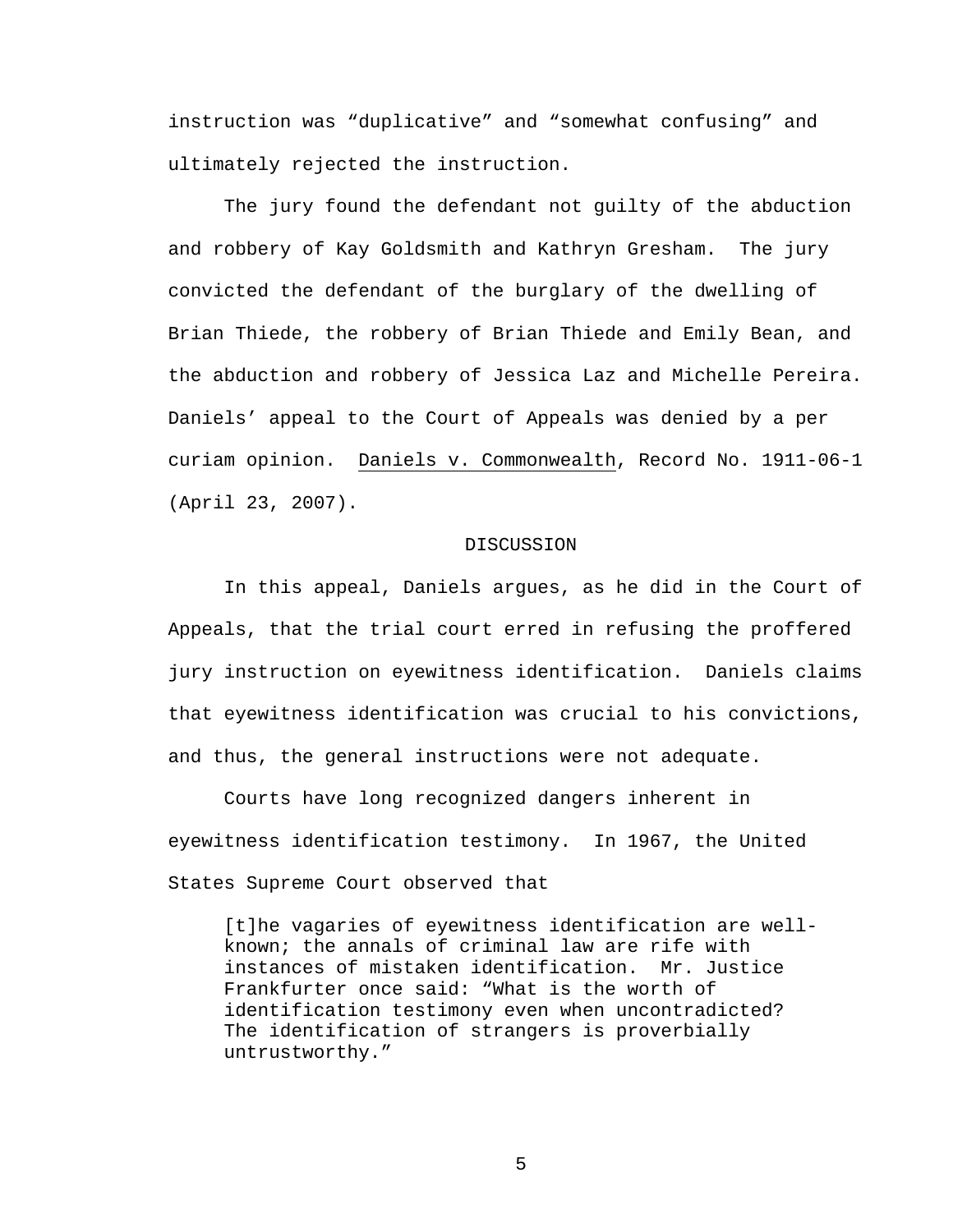instruction was "duplicative" and "somewhat confusing" and ultimately rejected the instruction.

The jury found the defendant not guilty of the abduction and robbery of Kay Goldsmith and Kathryn Gresham. The jury convicted the defendant of the burglary of the dwelling of Brian Thiede, the robbery of Brian Thiede and Emily Bean, and the abduction and robbery of Jessica Laz and Michelle Pereira. Daniels' appeal to the Court of Appeals was denied by a per curiam opinion. Daniels v. Commonwealth, Record No. 1911-06-1 (April 23, 2007).

## DISCUSSION

In this appeal, Daniels argues, as he did in the Court of Appeals, that the trial court erred in refusing the proffered jury instruction on eyewitness identification. Daniels claims that eyewitness identification was crucial to his convictions, and thus, the general instructions were not adequate.

Courts have long recognized dangers inherent in eyewitness identification testimony. In 1967, the United States Supreme Court observed that

> [t]he vagaries of eyewitness identification are well-known; the annals of criminal law are rife with instances of mistaken identification. Mr. Justice Frankfurter once said: "What is the worth of identification testimony even when uncontradicted? The identification of strangers is proverbially untrustworthy."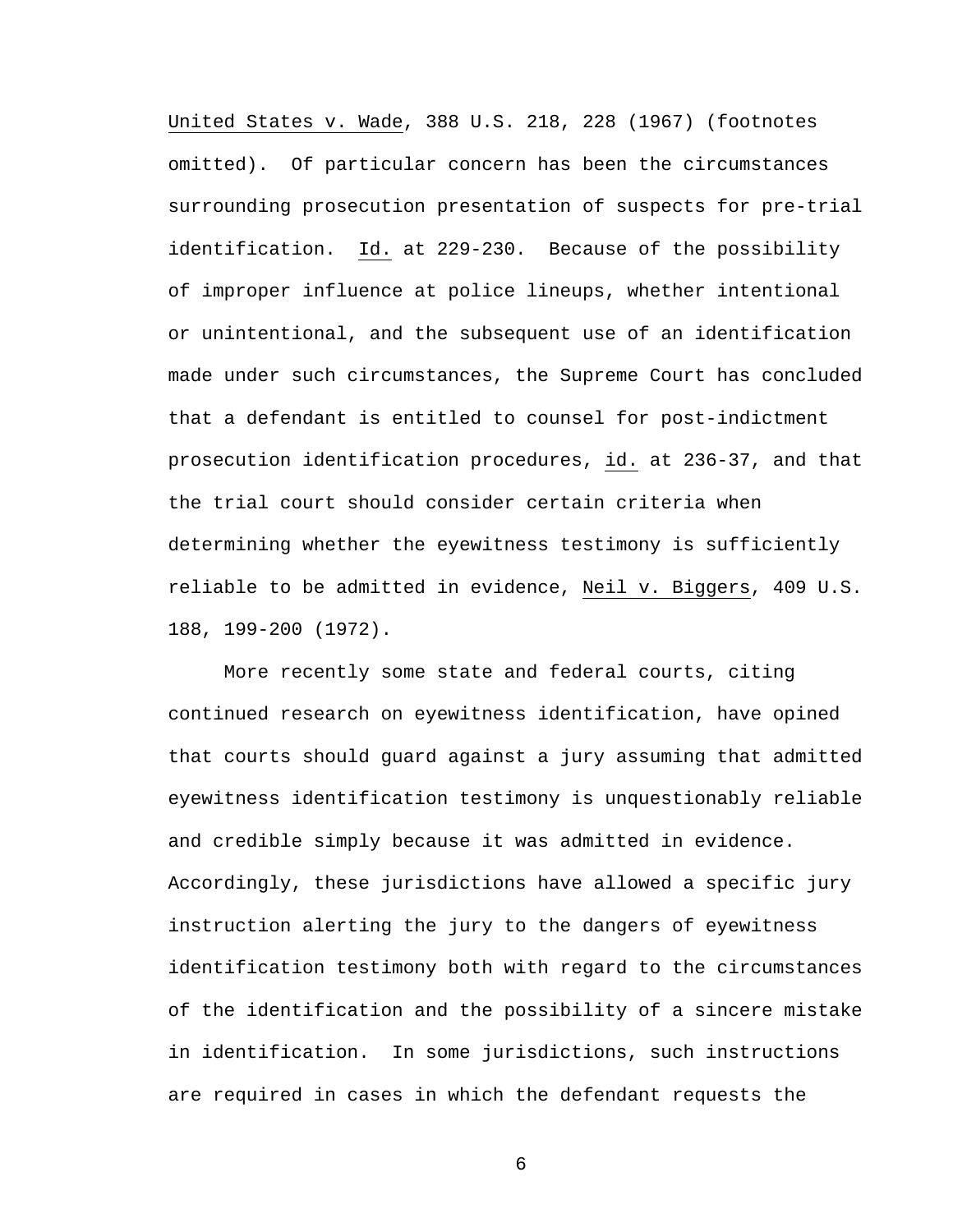United States v. Wade, 388 U.S. 218, 228 (1967) (footnotes omitted). Of particular concern has been the circumstances surrounding prosecution presentation of suspects for pre-trial identification. Id. at 229-230. Because of the possibility of improper influence at police lineups, whether intentional or unintentional, and the subsequent use of an identification made under such circumstances, the Supreme Court has concluded that a defendant is entitled to counsel for post-indictment prosecution identification procedures, id. at 236-37, and that the trial court should consider certain criteria when determining whether the eyewitness testimony is sufficiently reliable to be admitted in evidence, Neil v. Biggers, 409 U.S. 188, 199-200 (1972).

More recently some state and federal courts, citing continued research on eyewitness identification, have opined that courts should guard against a jury assuming that admitted eyewitness identification testimony is unquestionably reliable and credible simply because it was admitted in evidence. Accordingly, these jurisdictions have allowed a specific jury instruction alerting the jury to the dangers of eyewitness identification testimony both with regard to the circumstances of the identification and the possibility of a sincere mistake in identification. In some jurisdictions, such instructions are required in cases in which the defendant requests the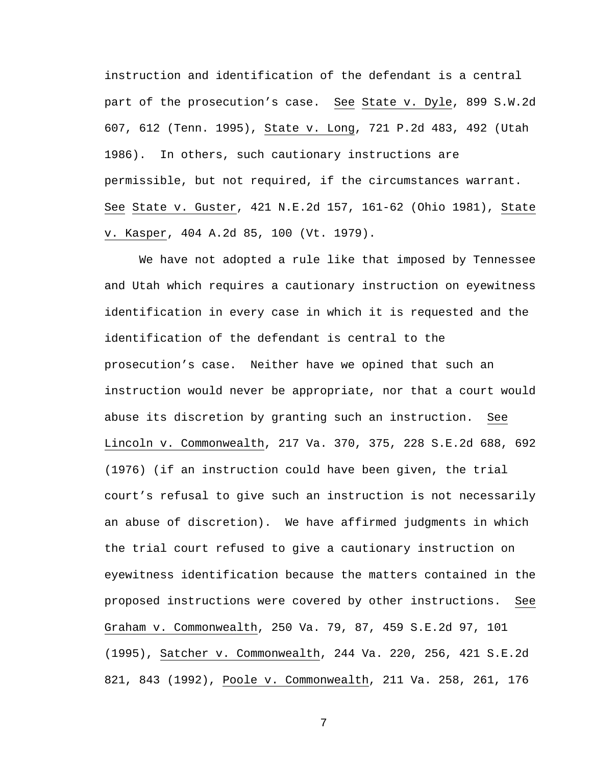instruction and identification of the defendant is a central part of the prosecution's case. See State v. Dyle, 899 S.W.2d 607, 612 (Tenn. 1995), State v. Long, 721 P.2d 483, 492 (Utah 1986). In others, such cautionary instructions are permissible, but not required, if the circumstances warrant. See State v. Guster, 421 N.E.2d 157, 161-62 (Ohio 1981), State v. Kasper, 404 A.2d 85, 100 (Vt. 1979).

We have not adopted a rule like that imposed by Tennessee and Utah which requires a cautionary instruction on eyewitness identification in every case in which it is requested and the identification of the defendant is central to the prosecution's case. Neither have we opined that such an instruction would never be appropriate, nor that a court would abuse its discretion by granting such an instruction. See Lincoln v. Commonwealth, 217 Va. 370, 375, 228 S.E.2d 688, 692 (1976) (if an instruction could have been given, the trial court's refusal to give such an instruction is not necessarily an abuse of discretion). We have affirmed judgments in which the trial court refused to give a cautionary instruction on eyewitness identification because the matters contained in the proposed instructions were covered by other instructions. See Graham v. Commonwealth, 250 Va. 79, 87, 459 S.E.2d 97, 101 (1995), Satcher v. Commonwealth, 244 Va. 220, 256, 421 S.E.2d 821, 843 (1992), Poole v. Commonwealth, 211 Va. 258, 261, 176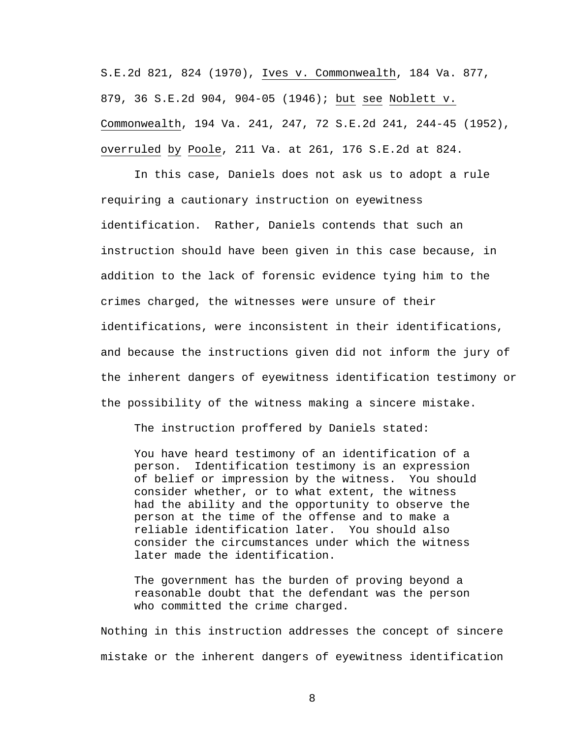S.E.2d 821, 824 (1970), Ives v. Commonwealth, 184 Va. 877, 879, 36 S.E.2d 904, 904-05 (1946); but see Noblett v. Commonwealth, 194 Va. 241, 247, 72 S.E.2d 241, 244-45 (1952), overruled by Poole, 211 Va. at 261, 176 S.E.2d at 824.

In this case, Daniels does not ask us to adopt a rule requiring a cautionary instruction on eyewitness identification. Rather, Daniels contends that such an instruction should have been given in this case because, in addition to the lack of forensic evidence tying him to the crimes charged, the witnesses were unsure of their identifications, were inconsistent in their identifications, and because the instructions given did not inform the jury of the inherent dangers of eyewitness identification testimony or the possibility of the witness making a sincere mistake.

The instruction proffered by Daniels stated:

> You have heard testimony of an identification of a person. Identification testimony is an expression of belief or impression by the witness. You should consider whether, or to what extent, the witness had the ability and the opportunity to observe the person at the time of the offense and to make a reliable identification later. You should also consider the circumstances under which the witness later made the identification.
>
> The government has the burden of proving beyond a reasonable doubt that the defendant was the person who committed the crime charged.

Nothing in this instruction addresses the concept of sincere mistake or the inherent dangers of eyewitness identification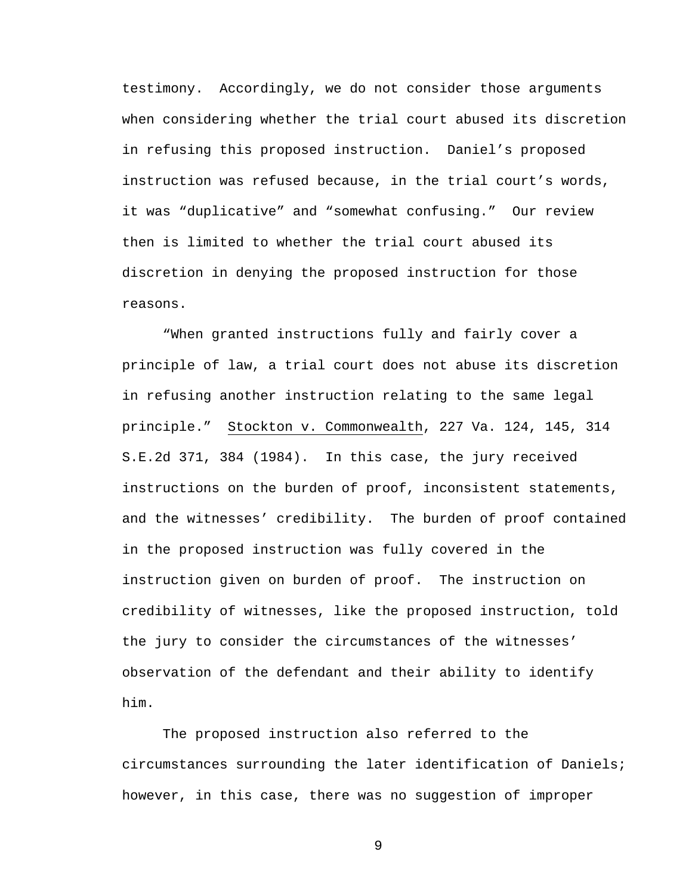testimony. Accordingly, we do not consider those arguments when considering whether the trial court abused its discretion in refusing this proposed instruction. Daniel's proposed instruction was refused because, in the trial court's words, it was "duplicative" and "somewhat confusing." Our review then is limited to whether the trial court abused its discretion in denying the proposed instruction for those reasons.

"When granted instructions fully and fairly cover a principle of law, a trial court does not abuse its discretion in refusing another instruction relating to the same legal principle." Stockton v. Commonwealth, 227 Va. 124, 145, 314 S.E.2d 371, 384 (1984). In this case, the jury received instructions on the burden of proof, inconsistent statements, and the witnesses' credibility. The burden of proof contained in the proposed instruction was fully covered in the instruction given on burden of proof. The instruction on credibility of witnesses, like the proposed instruction, told the jury to consider the circumstances of the witnesses' observation of the defendant and their ability to identify him.

The proposed instruction also referred to the circumstances surrounding the later identification of Daniels; however, in this case, there was no suggestion of improper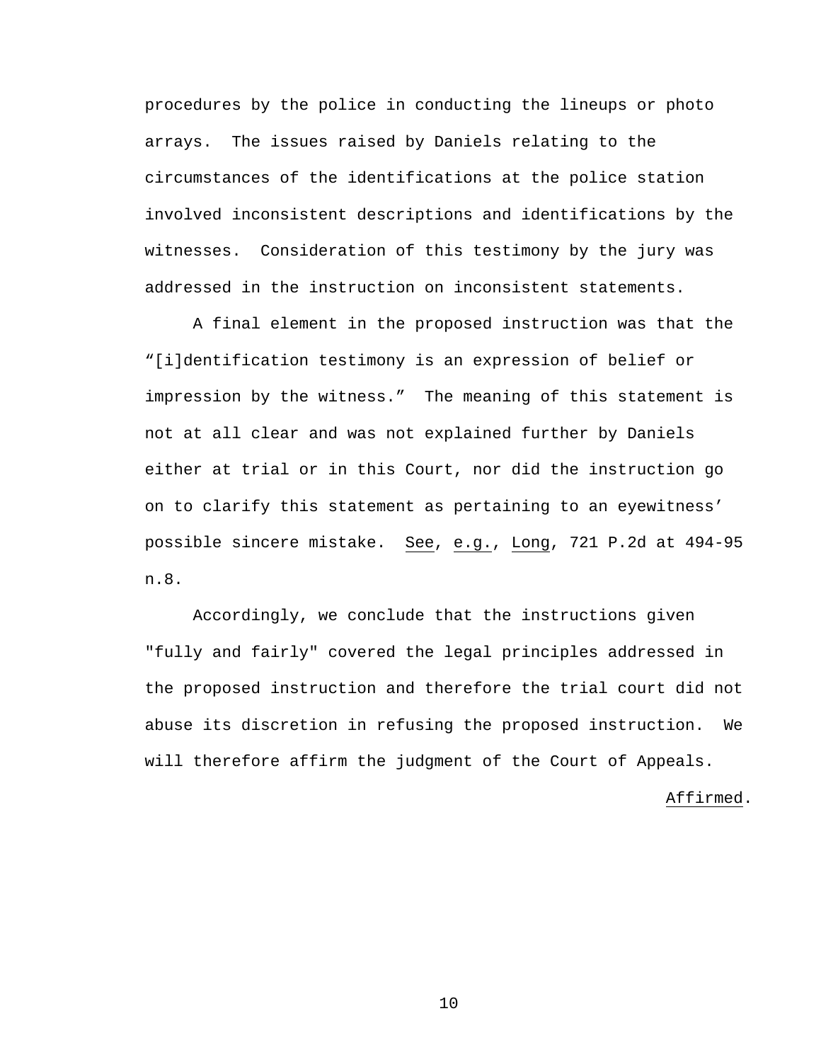procedures by the police in conducting the lineups or photo arrays. The issues raised by Daniels relating to the circumstances of the identifications at the police station involved inconsistent descriptions and identifications by the witnesses. Consideration of this testimony by the jury was addressed in the instruction on inconsistent statements.

A final element in the proposed instruction was that the "[i]dentification testimony is an expression of belief or impression by the witness." The meaning of this statement is not at all clear and was not explained further by Daniels either at trial or in this Court, nor did the instruction go on to clarify this statement as pertaining to an eyewitness' possible sincere mistake. See, e.g., Long, 721 P.2d at 494-95 n.8.

Accordingly, we conclude that the instructions given "fully and fairly" covered the legal principles addressed in the proposed instruction and therefore the trial court did not abuse its discretion in refusing the proposed instruction. We will therefore affirm the judgment of the Court of Appeals.

Affirmed.